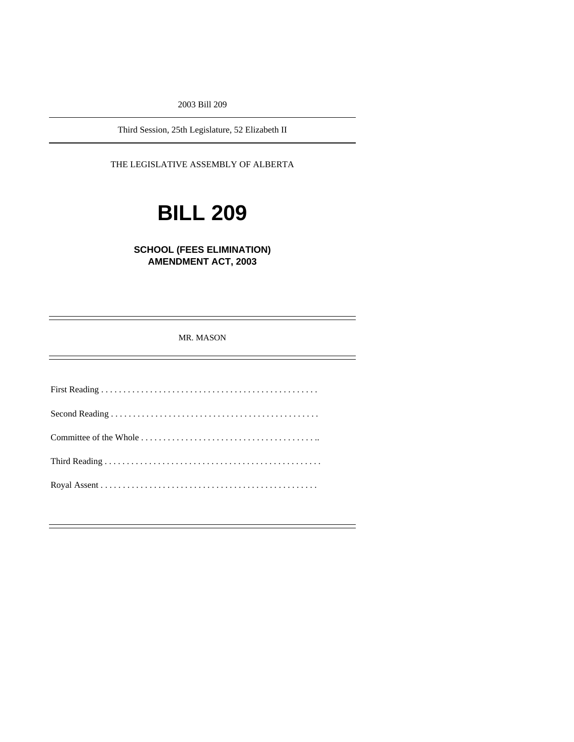2003 Bill 209

---

Third Session, 25th Legislature, 52 Elizabeth II

---

THE LEGISLATIVE ASSEMBLY OF ALBERTA

# BILL 209

## SCHOOL (FEES ELIMINATION) AMENDMENT ACT, 2003

---

MR. MASON

---

First Reading . . . . . . . . . . . . . . . . . . . . . . . . . . . . . . . . . . . . . . . . . . . . . . . .

Second Reading . . . . . . . . . . . . . . . . . . . . . . . . . . . . . . . . . . . . . . . . . . . . . .

Committee of the Whole . . . . . . . . . . . . . . . . . . . . . . . . . . . . . . . . . . . . . . . ..

Third Reading . . . . . . . . . . . . . . . . . . . . . . . . . . . . . . . . . . . . . . . . . . . . . . . . .

Royal Assent . . . . . . . . . . . . . . . . . . . . . . . . . . . . . . . . . . . . . . . . . . . . . . . . .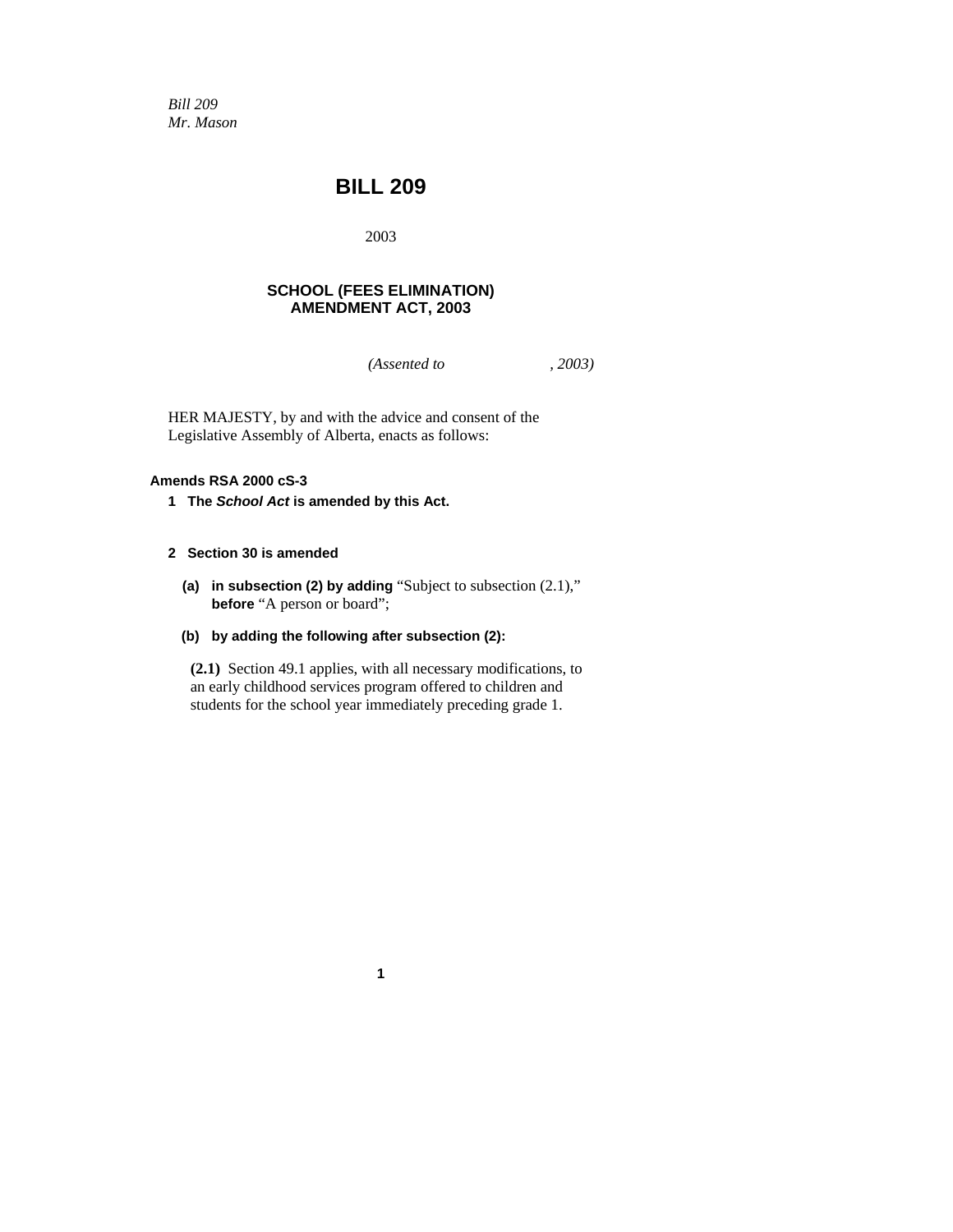*Bill 209*
*Mr. Mason*

# BILL 209

2003

## SCHOOL (FEES ELIMINATION) AMENDMENT ACT, 2003

*(Assented to , 2003)*

HER MAJESTY, by and with the advice and consent of the Legislative Assembly of Alberta, enacts as follows:

**Amends RSA 2000 cS-3**

**1 The *School Act* is amended by this Act.**

**2 Section 30 is amended**

**(a) in subsection (2) by adding** "Subject to subsection (2.1)," **before** "A person or board";

**(b) by adding the following after subsection (2):**

**(2.1)** Section 49.1 applies, with all necessary modifications, to an early childhood services program offered to children and students for the school year immediately preceding grade 1.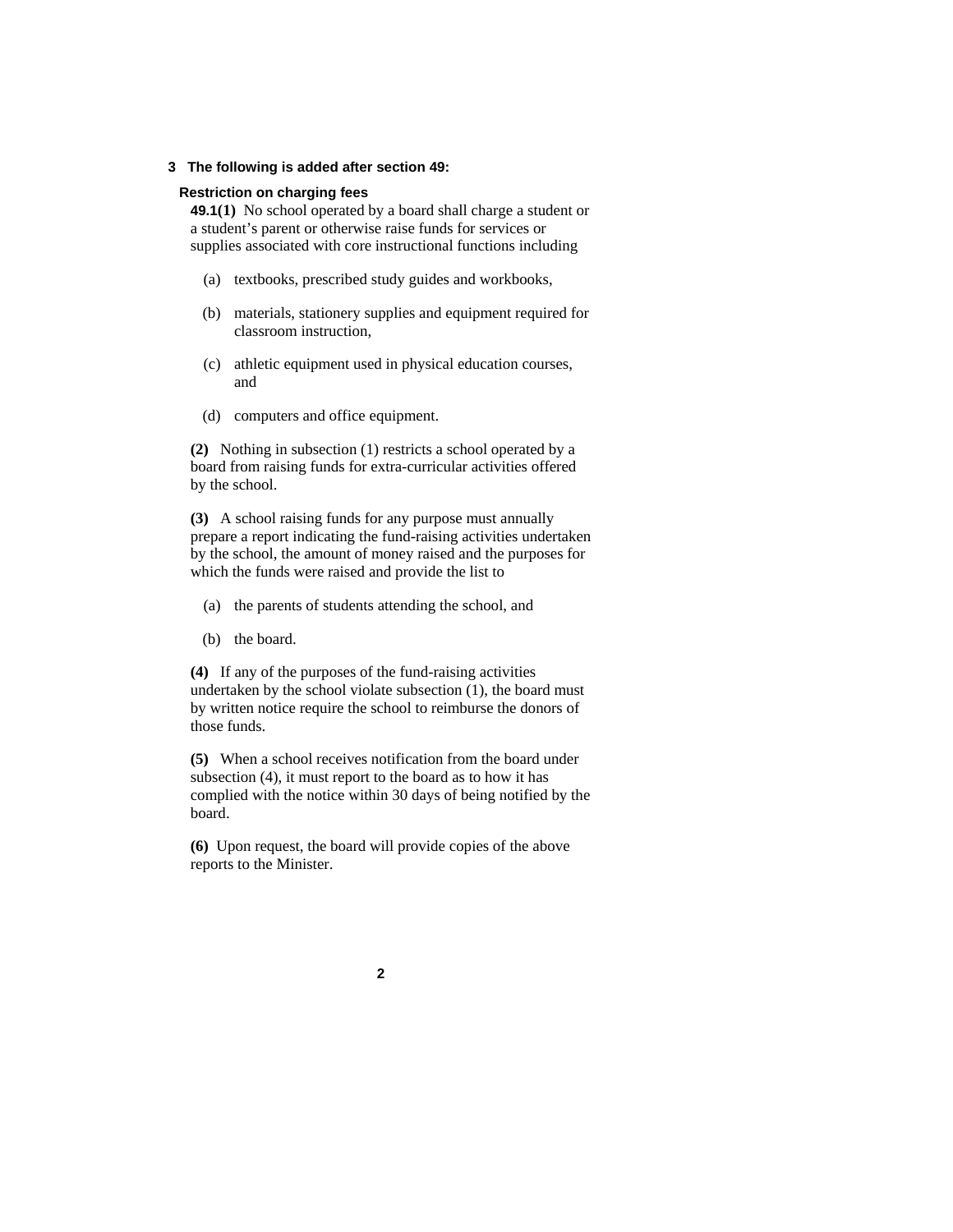**3 The following is added after section 49:**

**Restriction on charging fees**

**49.1(1)** No school operated by a board shall charge a student or a student's parent or otherwise raise funds for services or supplies associated with core instructional functions including

(a) textbooks, prescribed study guides and workbooks,

(b) materials, stationery supplies and equipment required for classroom instruction,

(c) athletic equipment used in physical education courses, and

(d) computers and office equipment.

**(2)** Nothing in subsection (1) restricts a school operated by a board from raising funds for extra-curricular activities offered by the school.

**(3)** A school raising funds for any purpose must annually prepare a report indicating the fund-raising activities undertaken by the school, the amount of money raised and the purposes for which the funds were raised and provide the list to

(a) the parents of students attending the school, and

(b) the board.

**(4)** If any of the purposes of the fund-raising activities undertaken by the school violate subsection (1), the board must by written notice require the school to reimburse the donors of those funds.

**(5)** When a school receives notification from the board under subsection (4), it must report to the board as to how it has complied with the notice within 30 days of being notified by the board.

**(6)** Upon request, the board will provide copies of the above reports to the Minister.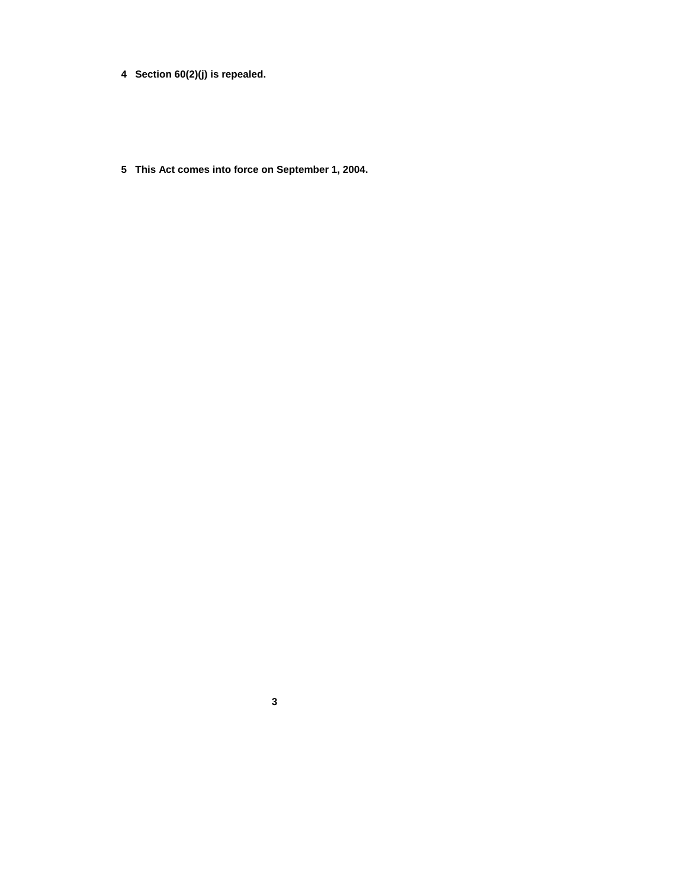**4 Section 60(2)(j) is repealed.**

**5 This Act comes into force on September 1, 2004.**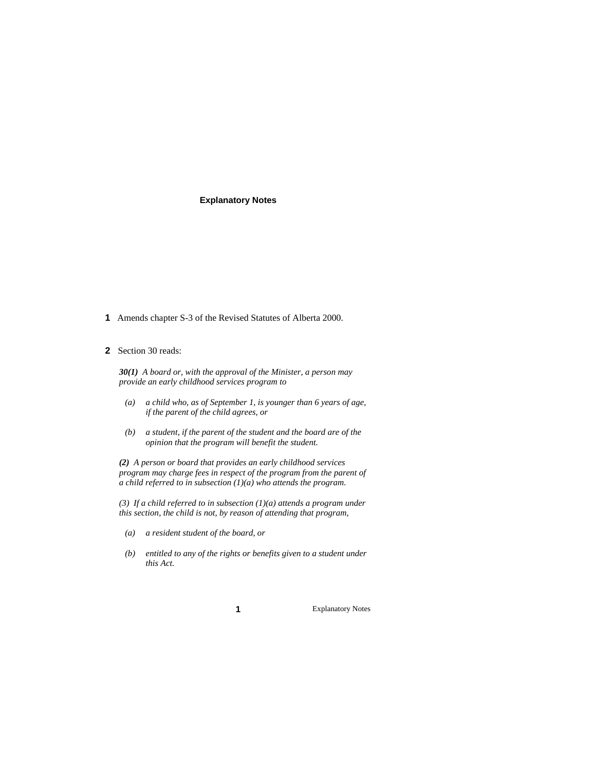## Explanatory Notes

**1** Amends chapter S-3 of the Revised Statutes of Alberta 2000.

**2** Section 30 reads:

> ***30(1)*** *A board or, with the approval of the Minister, a person may provide an early childhood services program to*
>
> *(a) a child who, as of September 1, is younger than 6 years of age, if the parent of the child agrees, or*
>
> *(b) a student, if the parent of the student and the board are of the opinion that the program will benefit the student.*
>
> ***(2)*** *A person or board that provides an early childhood services program may charge fees in respect of the program from the parent of a child referred to in subsection (1)(a) who attends the program.*
>
> *(3) If a child referred to in subsection (1)(a) attends a program under this section, the child is not, by reason of attending that program,*
>
> *(a) a resident student of the board, or*
>
> *(b) entitled to any of the rights or benefits given to a student under this Act.*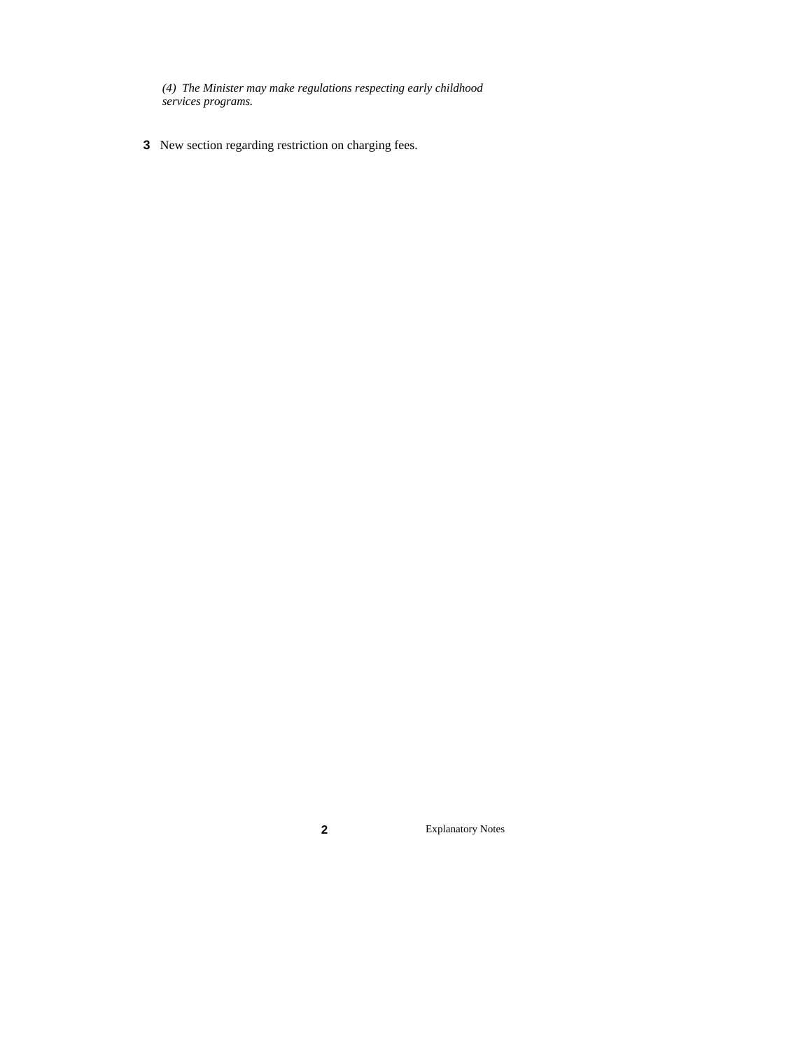*(4) The Minister may make regulations respecting early childhood services programs.*

**3** New section regarding restriction on charging fees.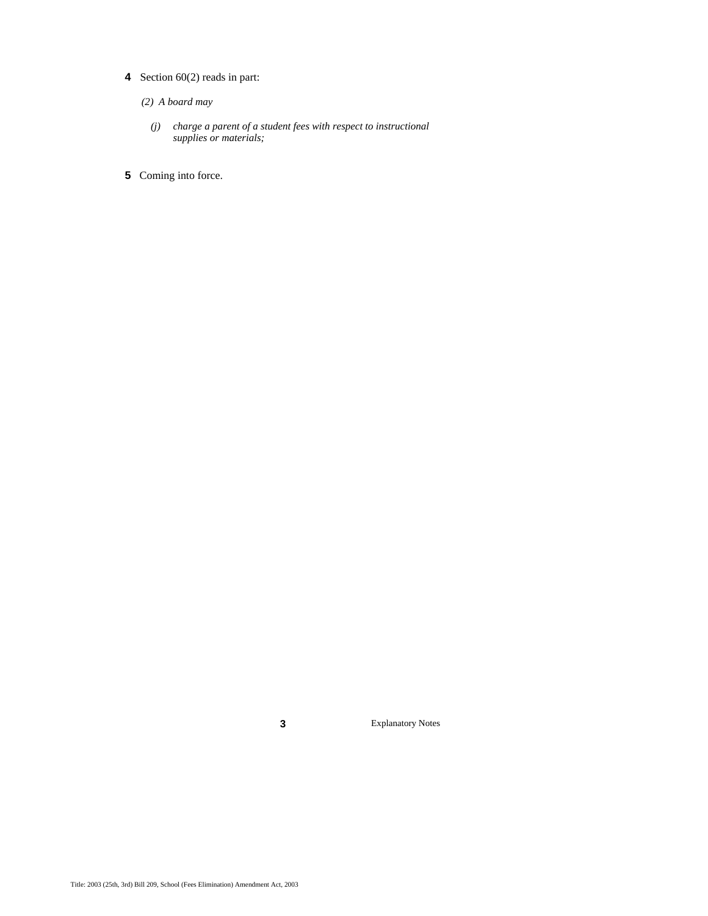**4** Section 60(2) reads in part:

*(2) A board may*

*(j) charge a parent of a student fees with respect to instructional supplies or materials;*

**5** Coming into force.